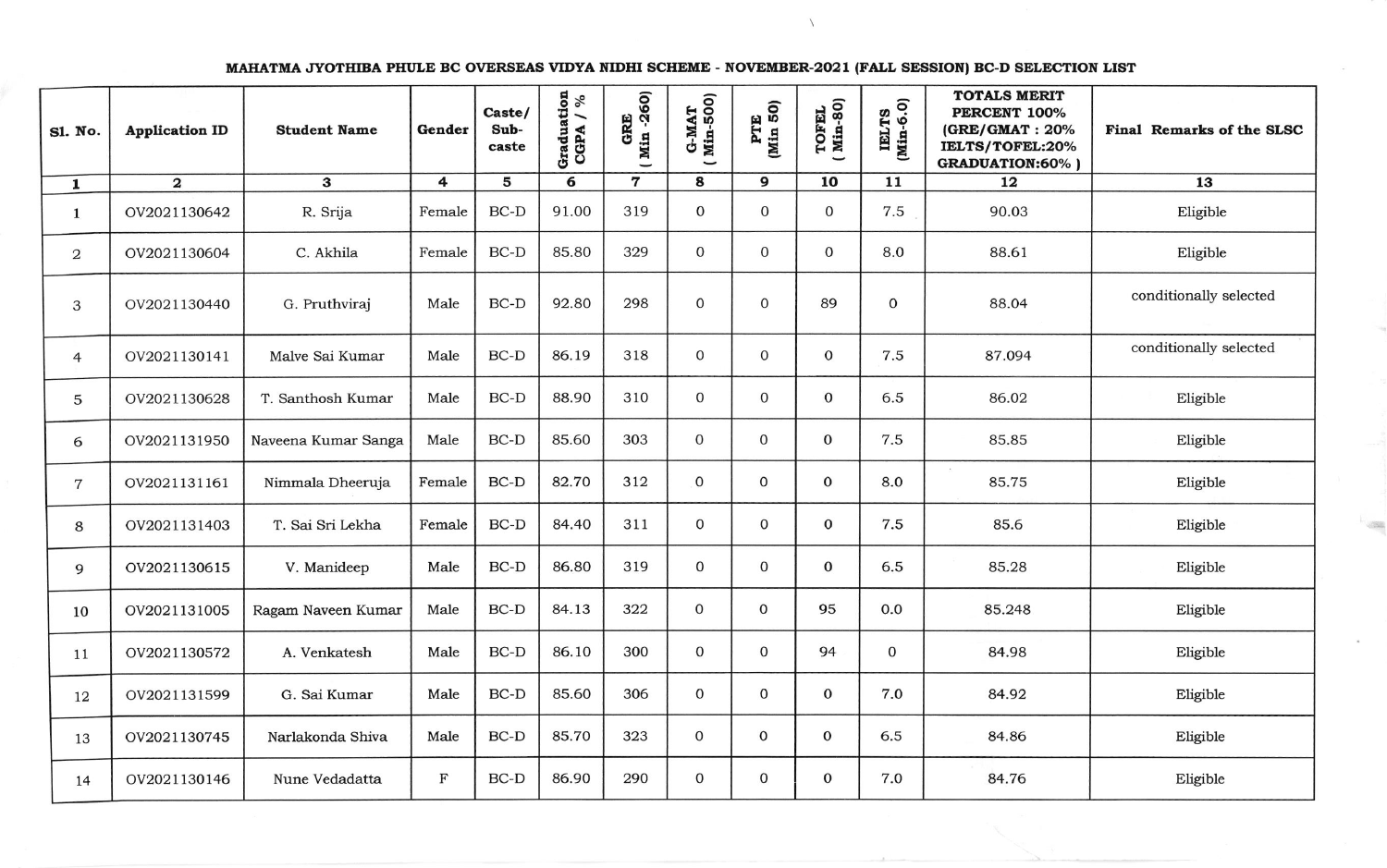# MAHATMA JYOTHIBA PHULE BC OVERSEAS VIDYA NIDHI SCHEME - NOVEMBER-2021 (FALL SESSION) BC-D SELECTION LIST

| Sl. No. | Application ID | Student Name | Gender | Caste/ Sub-caste | Graduation CGPA / % | GRE ( Min -260) | G-MAT ( Min-500) | PTE (Min 50) | TOFEL ( Min-80) | IELTS (Min-6.0) | TOTALS MERIT PERCENT 100% (GRE/GMAT : 20% IELTS/TOFEL:20% GRADUATION:60% ) | Final Remarks of the SLSC |
|---|---|---|---|---|---|---|---|---|---|---|---|---|
| 1 | 2 | 3 | 4 | 5 | 6 | 7 | 8 | 9 | 10 | 11 | 12 | 13 |
| 1 | OV2021130642 | R. Srija | Female | BC-D | 91.00 | 319 | 0 | 0 | 0 | 7.5 | 90.03 | Eligible |
| 2 | OV2021130604 | C. Akhila | Female | BC-D | 85.80 | 329 | 0 | 0 | 0 | 8.0 | 88.61 | Eligible |
| 3 | OV2021130440 | G. Pruthviraj | Male | BC-D | 92.80 | 298 | 0 | 0 | 89 | 0 | 88.04 | conditionally selected |
| 4 | OV2021130141 | Malve Sai Kumar | Male | BC-D | 86.19 | 318 | 0 | 0 | 0 | 7.5 | 87.094 | conditionally selected |
| 5 | OV2021130628 | T. Santhosh Kumar | Male | BC-D | 88.90 | 310 | 0 | 0 | 0 | 6.5 | 86.02 | Eligible |
| 6 | OV2021131950 | Naveena Kumar Sanga | Male | BC-D | 85.60 | 303 | 0 | 0 | 0 | 7.5 | 85.85 | Eligible |
| 7 | OV2021131161 | Nimmala Dheeruja | Female | BC-D | 82.70 | 312 | 0 | 0 | 0 | 8.0 | 85.75 | Eligible |
| 8 | OV2021131403 | T. Sai Sri Lekha | Female | BC-D | 84.40 | 311 | 0 | 0 | 0 | 7.5 | 85.6 | Eligible |
| 9 | OV2021130615 | V. Manideep | Male | BC-D | 86.80 | 319 | 0 | 0 | 0 | 6.5 | 85.28 | Eligible |
| 10 | OV2021131005 | Ragam Naveen Kumar | Male | BC-D | 84.13 | 322 | 0 | 0 | 95 | 0.0 | 85.248 | Eligible |
| 11 | OV2021130572 | A. Venkatesh | Male | BC-D | 86.10 | 300 | 0 | 0 | 94 | 0 | 84.98 | Eligible |
| 12 | OV2021131599 | G. Sai Kumar | Male | BC-D | 85.60 | 306 | 0 | 0 | 0 | 7.0 | 84.92 | Eligible |
| 13 | OV2021130745 | Narlakonda Shiva | Male | BC-D | 85.70 | 323 | 0 | 0 | 0 | 6.5 | 84.86 | Eligible |
| 14 | OV2021130146 | Nune Vedadatta | F | BC-D | 86.90 | 290 | 0 | 0 | 0 | 7.0 | 84.76 | Eligible |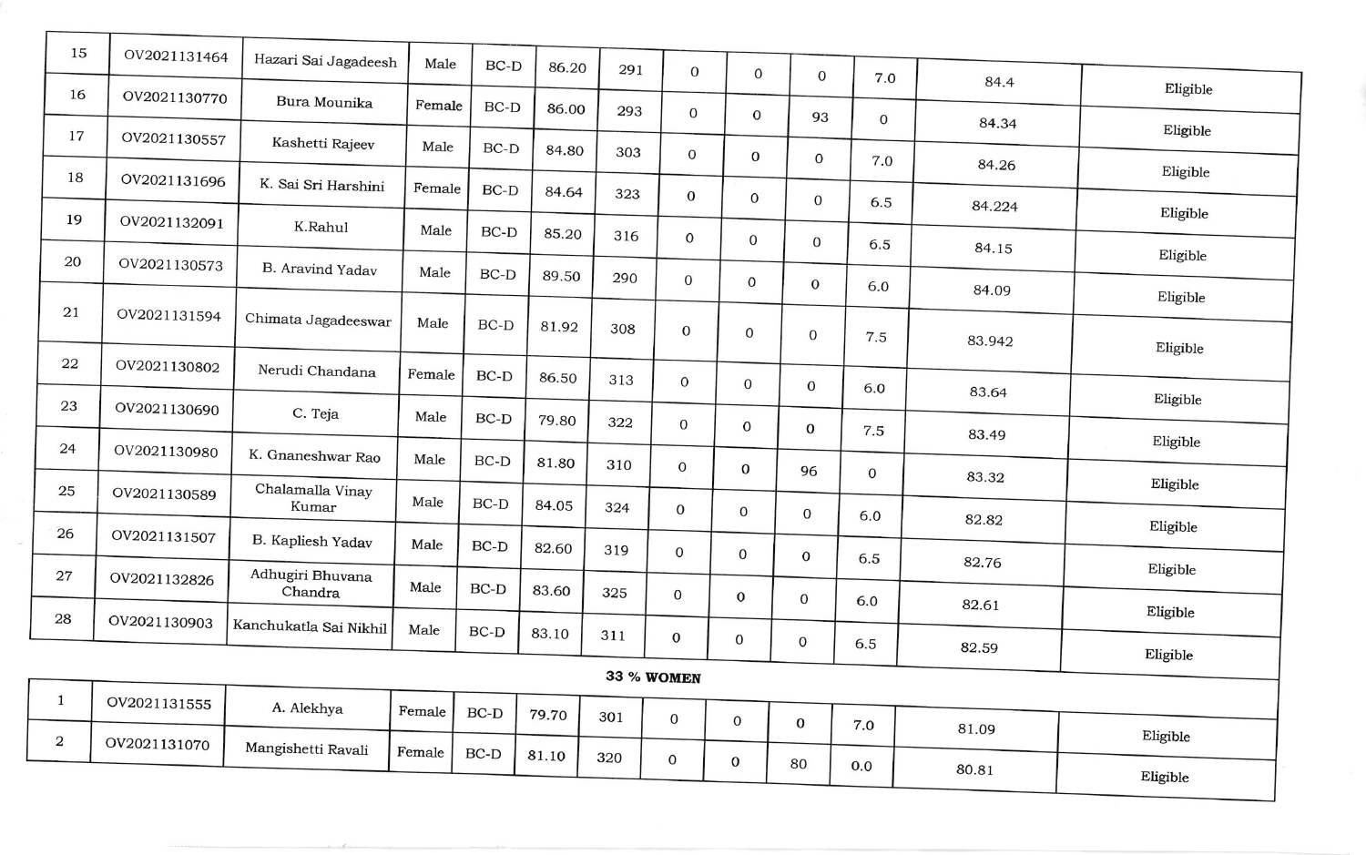| | | | | | | | | | | | |
|---|---|---|---|---|---|---|---|---|---|---|---|
| 15 | OV2021131464 | Hazari Sai Jagadeesh | Male | BC-D | 86.20 | 291 | 0 | 0 | 0 | 7.0 | 84.4 | Eligible |
| 16 | OV2021130770 | Bura Mounika | Female | BC-D | 86.00 | 293 | 0 | 0 | 93 | 0 | 84.34 | Eligible |
| 17 | OV2021130557 | Kashetti Rajeev | Male | BC-D | 84.80 | 303 | 0 | 0 | 0 | 7.0 | 84.26 | Eligible |
| 18 | OV2021131696 | K. Sai Sri Harshini | Female | BC-D | 84.64 | 323 | 0 | 0 | 0 | 6.5 | 84.224 | Eligible |
| 19 | OV2021132091 | K.Rahul | Male | BC-D | 85.20 | 316 | 0 | 0 | 0 | 6.5 | 84.15 | Eligible |
| 20 | OV2021130573 | B. Aravind Yadav | Male | BC-D | 89.50 | 290 | 0 | 0 | 0 | 6.0 | 84.09 | Eligible |
| 21 | OV2021131594 | Chimata Jagadeeswar | Male | BC-D | 81.92 | 308 | 0 | 0 | 0 | 7.5 | 83.942 | Eligible |
| 22 | OV2021130802 | Nerudi Chandana | Female | BC-D | 86.50 | 313 | 0 | 0 | 0 | 6.0 | 83.64 | Eligible |
| 23 | OV2021130690 | C. Teja | Male | BC-D | 79.80 | 322 | 0 | 0 | 0 | 7.5 | 83.49 | Eligible |
| 24 | OV2021130980 | K. Gnaneshwar Rao | Male | BC-D | 81.80 | 310 | 0 | 0 | 96 | 0 | 83.32 | Eligible |
| 25 | OV2021130589 | Chalamalla Vinay Kumar | Male | BC-D | 84.05 | 324 | 0 | 0 | 0 | 6.0 | 82.82 | Eligible |
| 26 | OV2021131507 | B. Kapliesh Yadav | Male | BC-D | 82.60 | 319 | 0 | 0 | 0 | 6.5 | 82.76 | Eligible |
| 27 | OV2021132826 | Adhugiri Bhuvana Chandra | Male | BC-D | 83.60 | 325 | 0 | 0 | 0 | 6.0 | 82.61 | Eligible |
| 28 | OV2021130903 | Kanchukatla Sai Nikhil | Male | BC-D | 83.10 | 311 | 0 | 0 | 0 | 6.5 | 82.59 | Eligible |

**33 % WOMEN**

| | | | | | | | | | | | | |
|---|---|---|---|---|---|---|---|---|---|---|---|---|
| 1 | OV2021131555 | A. Alekhya | Female | BC-D | 79.70 | 301 | 0 | 0 | 0 | 7.0 | 81.09 | Eligible |
| 2 | OV2021131070 | Mangishetti Ravali | Female | BC-D | 81.10 | 320 | 0 | 0 | 80 | 0.0 | 80.81 | Eligible |